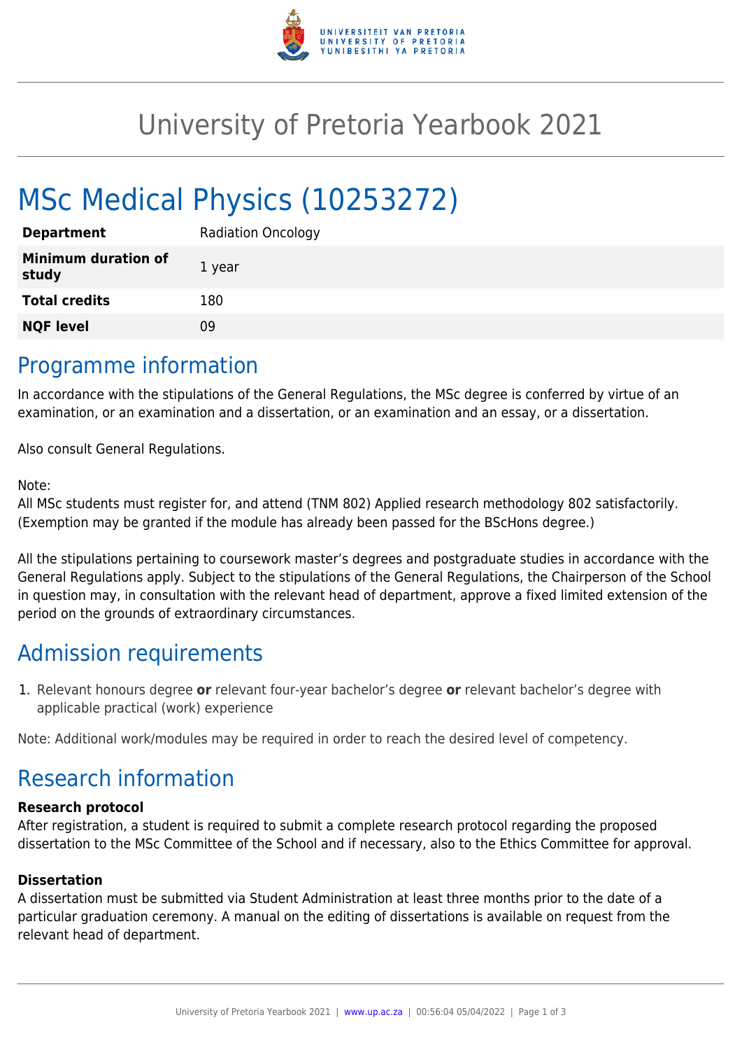# University of Pretoria Yearbook 2021

# MSc Medical Physics (10253272)

| | |
|---|---|
| **Department** | Radiation Oncology |
| **Minimum duration of study** | 1 year |
| **Total credits** | 180 |
| **NQF level** | 09 |

## Programme information

In accordance with the stipulations of the General Regulations, the MSc degree is conferred by virtue of an examination, or an examination and a dissertation, or an examination and an essay, or a dissertation.

Also consult General Regulations.

Note:
All MSc students must register for, and attend (TNM 802) Applied research methodology 802 satisfactorily. (Exemption may be granted if the module has already been passed for the BScHons degree.)

All the stipulations pertaining to coursework master's degrees and postgraduate studies in accordance with the General Regulations apply. Subject to the stipulations of the General Regulations, the Chairperson of the School in question may, in consultation with the relevant head of department, approve a fixed limited extension of the period on the grounds of extraordinary circumstances.

## Admission requirements

1. Relevant honours degree **or** relevant four-year bachelor's degree **or** relevant bachelor's degree with applicable practical (work) experience

Note: Additional work/modules may be required in order to reach the desired level of competency.

## Research information

### Research protocol

After registration, a student is required to submit a complete research protocol regarding the proposed dissertation to the MSc Committee of the School and if necessary, also to the Ethics Committee for approval.

### Dissertation

A dissertation must be submitted via Student Administration at least three months prior to the date of a particular graduation ceremony. A manual on the editing of dissertations is available on request from the relevant head of department.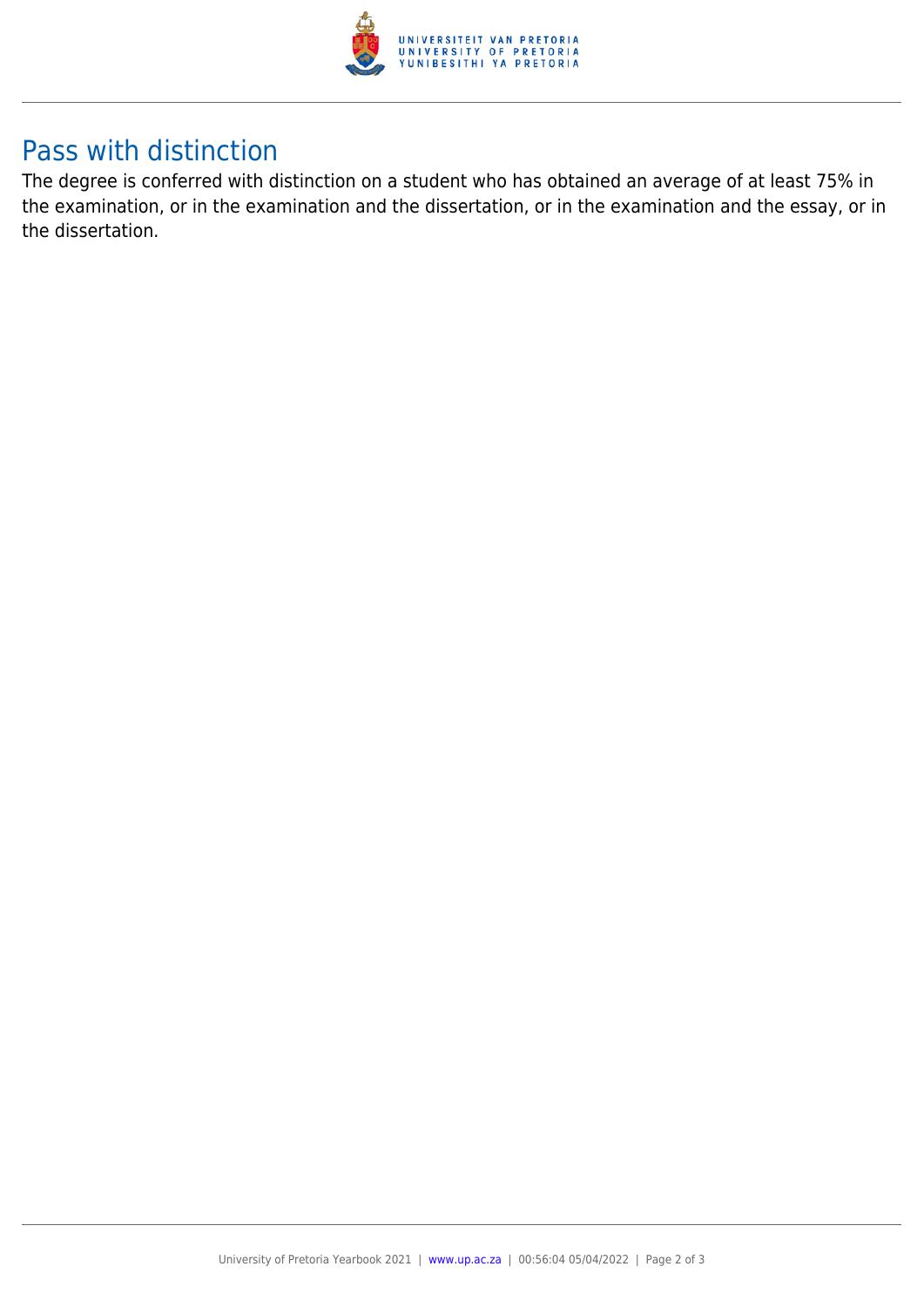## Pass with distinction

The degree is conferred with distinction on a student who has obtained an average of at least 75% in the examination, or in the examination and the dissertation, or in the examination and the essay, or in the dissertation.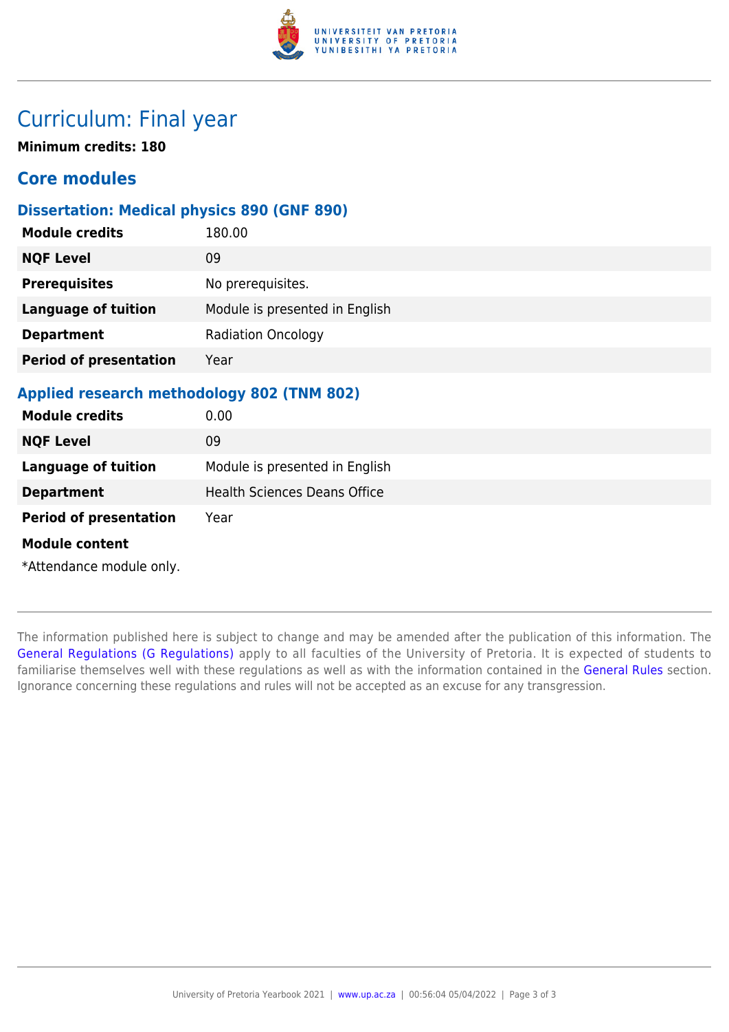# Curriculum: Final year

**Minimum credits: 180**

## Core modules

### Dissertation: Medical physics 890 (GNF 890)

| | |
|---|---|
| **Module credits** | 180.00 |
| **NQF Level** | 09 |
| **Prerequisites** | No prerequisites. |
| **Language of tuition** | Module is presented in English |
| **Department** | Radiation Oncology |
| **Period of presentation** | Year |

### Applied research methodology 802 (TNM 802)

| | |
|---|---|
| **Module credits** | 0.00 |
| **NQF Level** | 09 |
| **Language of tuition** | Module is presented in English |
| **Department** | Health Sciences Deans Office |
| **Period of presentation** | Year |

**Module content**

*Attendance module only.

The information published here is subject to change and may be amended after the publication of this information. The General Regulations (G Regulations) apply to all faculties of the University of Pretoria. It is expected of students to familiarise themselves well with these regulations as well as with the information contained in the General Rules section. Ignorance concerning these regulations and rules will not be accepted as an excuse for any transgression.